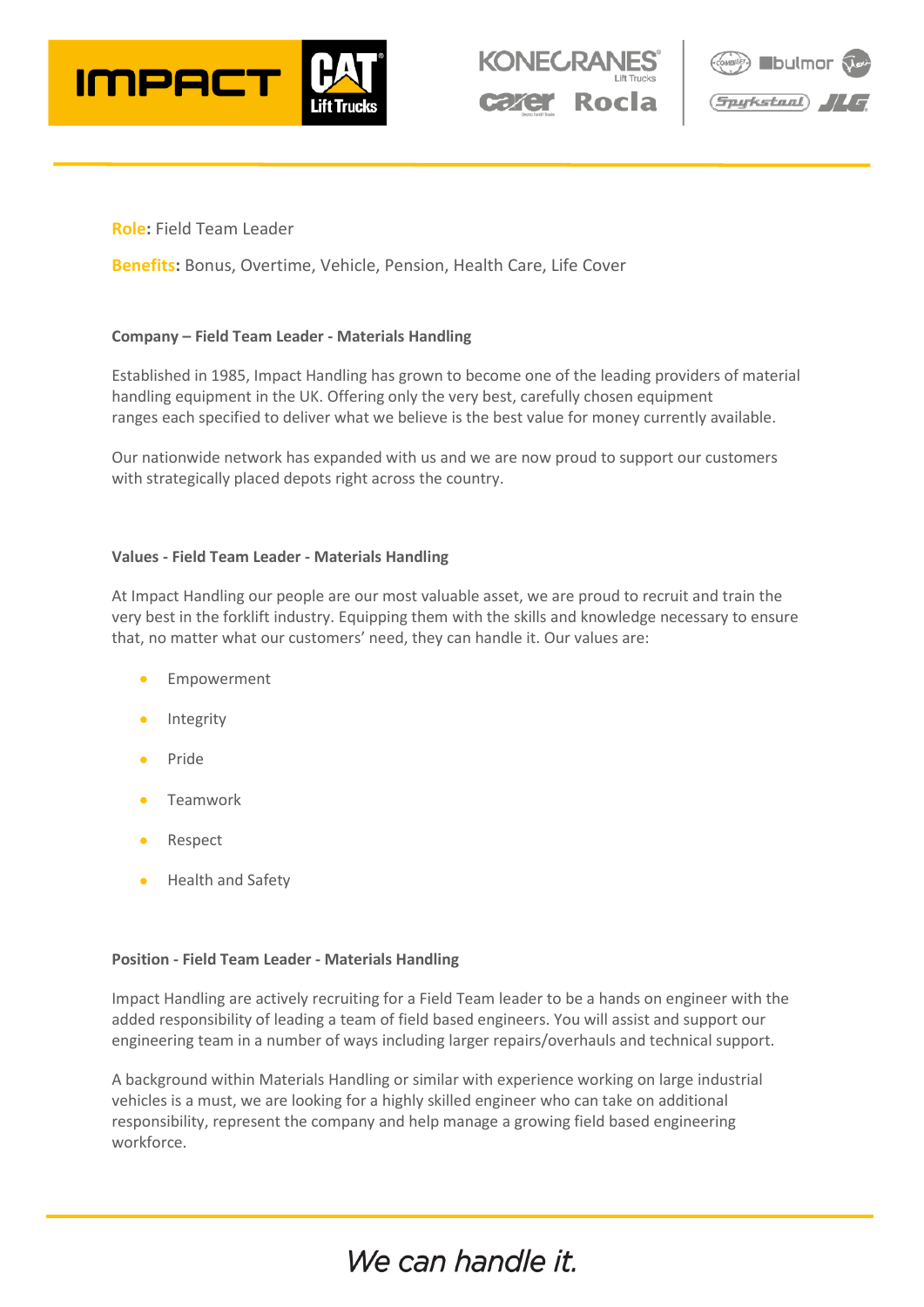**Role**: Field Team Leader

**Benefits**: Bonus, Overtime, Vehicle, Pension, Health Care, Life Cover

**Company – Field Team Leader - Materials Handling**

Established in 1985, Impact Handling has grown to become one of the leading providers of material handling equipment in the UK. Offering only the very best, carefully chosen equipment ranges each specified to deliver what we believe is the best value for money currently available.

Our nationwide network has expanded with us and we are now proud to support our customers with strategically placed depots right across the country.

**Values - Field Team Leader - Materials Handling**

At Impact Handling our people are our most valuable asset, we are proud to recruit and train the very best in the forklift industry. Equipping them with the skills and knowledge necessary to ensure that, no matter what our customers' need, they can handle it. Our values are:

- Empowerment
- Integrity
- Pride
- Teamwork
- Respect
- Health and Safety

**Position - Field Team Leader - Materials Handling**

Impact Handling are actively recruiting for a Field Team leader to be a hands on engineer with the added responsibility of leading a team of field based engineers. You will assist and support our engineering team in a number of ways including larger repairs/overhauls and technical support.

A background within Materials Handling or similar with experience working on large industrial vehicles is a must, we are looking for a highly skilled engineer who can take on additional responsibility, represent the company and help manage a growing field based engineering workforce.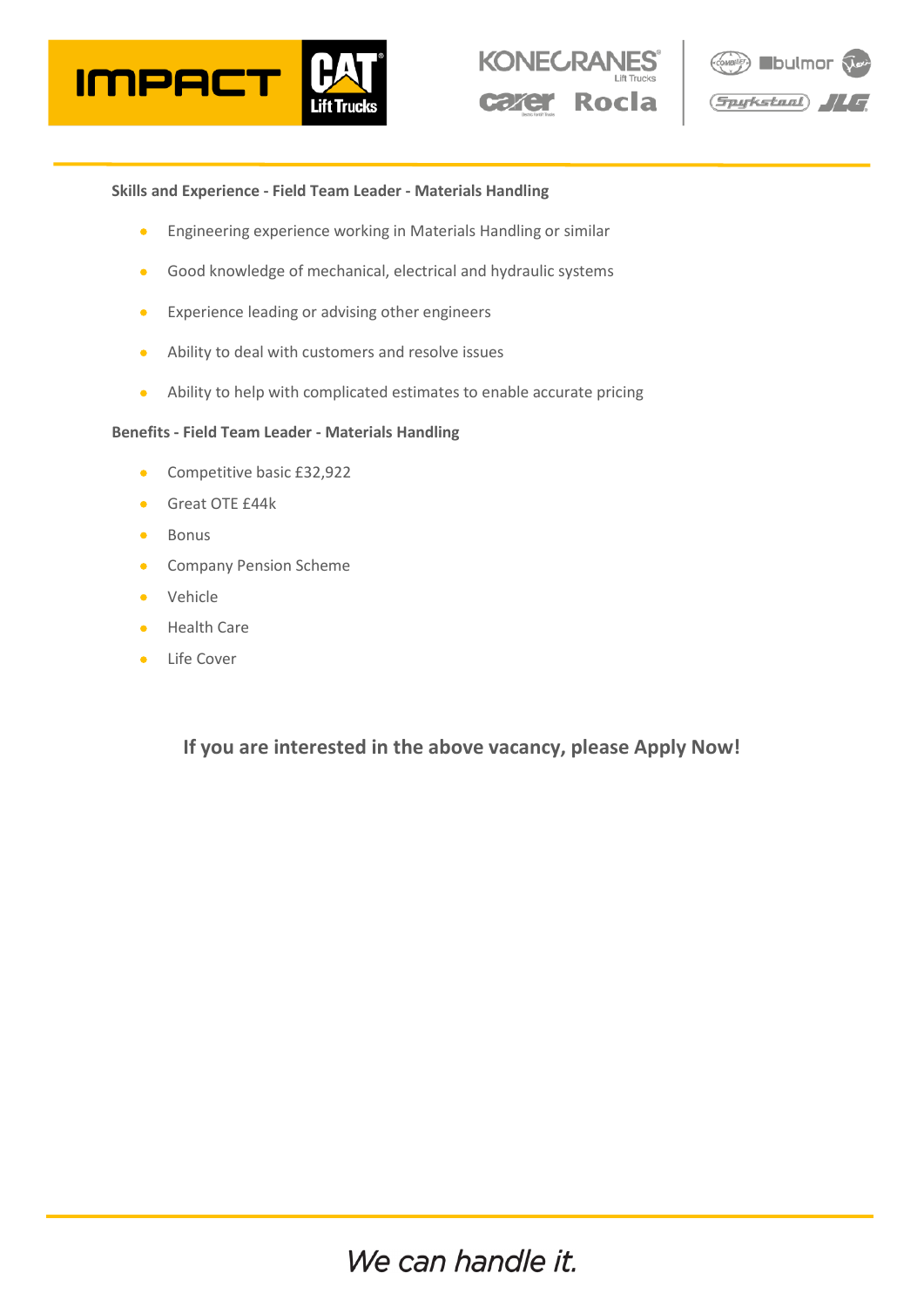**Skills and Experience - Field Team Leader - Materials Handling**

- Engineering experience working in Materials Handling or similar
- Good knowledge of mechanical, electrical and hydraulic systems
- Experience leading or advising other engineers
- Ability to deal with customers and resolve issues
- Ability to help with complicated estimates to enable accurate pricing

**Benefits - Field Team Leader - Materials Handling**

- Competitive basic £32,922
- Great OTE £44k
- Bonus
- Company Pension Scheme
- Vehicle
- Health Care
- Life Cover

**If you are interested in the above vacancy, please Apply Now!**

*We can handle it.*